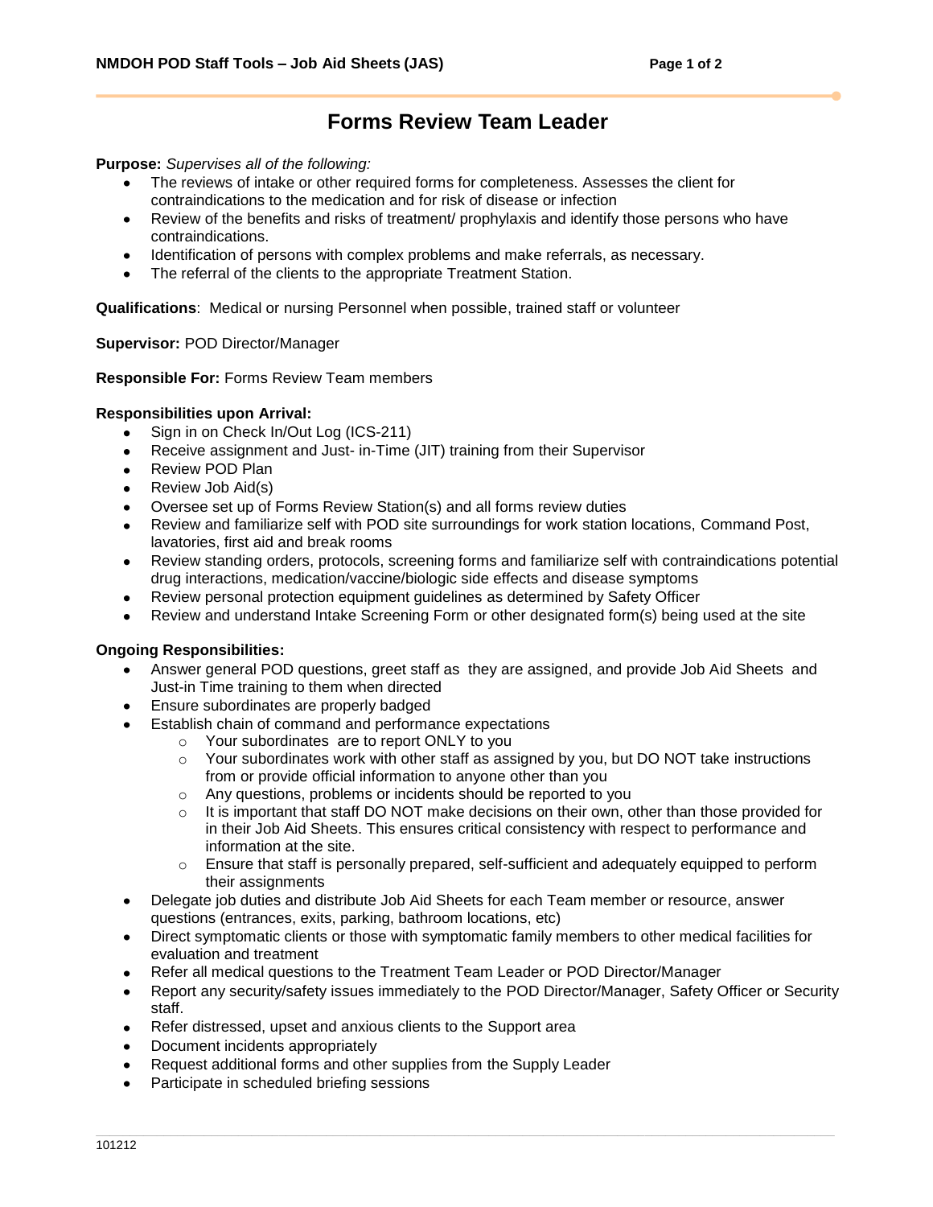# Forms Review Team Leader

**Purpose:** *Supervises all of the following:*

- The reviews of intake or other required forms for completeness. Assesses the client for contraindications to the medication and for risk of disease or infection
- Review of the benefits and risks of treatment/ prophylaxis and identify those persons who have contraindications.
- Identification of persons with complex problems and make referrals, as necessary.
- The referral of the clients to the appropriate Treatment Station.

**Qualifications**: Medical or nursing Personnel when possible, trained staff or volunteer

**Supervisor:** POD Director/Manager

**Responsible For:** Forms Review Team members

**Responsibilities upon Arrival:**

- Sign in on Check In/Out Log (ICS-211)
- Receive assignment and Just- in-Time (JIT) training from their Supervisor
- Review POD Plan
- Review Job Aid(s)
- Oversee set up of Forms Review Station(s) and all forms review duties
- Review and familiarize self with POD site surroundings for work station locations, Command Post, lavatories, first aid and break rooms
- Review standing orders, protocols, screening forms and familiarize self with contraindications potential drug interactions, medication/vaccine/biologic side effects and disease symptoms
- Review personal protection equipment guidelines as determined by Safety Officer
- Review and understand Intake Screening Form or other designated form(s) being used at the site

**Ongoing Responsibilities:**

- Answer general POD questions, greet staff as they are assigned, and provide Job Aid Sheets and Just-in Time training to them when directed
- Ensure subordinates are properly badged
- Establish chain of command and performance expectations
  - Your subordinates are to report ONLY to you
  - Your subordinates work with other staff as assigned by you, but DO NOT take instructions from or provide official information to anyone other than you
  - Any questions, problems or incidents should be reported to you
  - It is important that staff DO NOT make decisions on their own, other than those provided for in their Job Aid Sheets. This ensures critical consistency with respect to performance and information at the site.
  - Ensure that staff is personally prepared, self-sufficient and adequately equipped to perform their assignments
- Delegate job duties and distribute Job Aid Sheets for each Team member or resource, answer questions (entrances, exits, parking, bathroom locations, etc)
- Direct symptomatic clients or those with symptomatic family members to other medical facilities for evaluation and treatment
- Refer all medical questions to the Treatment Team Leader or POD Director/Manager
- Report any security/safety issues immediately to the POD Director/Manager, Safety Officer or Security staff.
- Refer distressed, upset and anxious clients to the Support area
- Document incidents appropriately
- Request additional forms and other supplies from the Supply Leader
- Participate in scheduled briefing sessions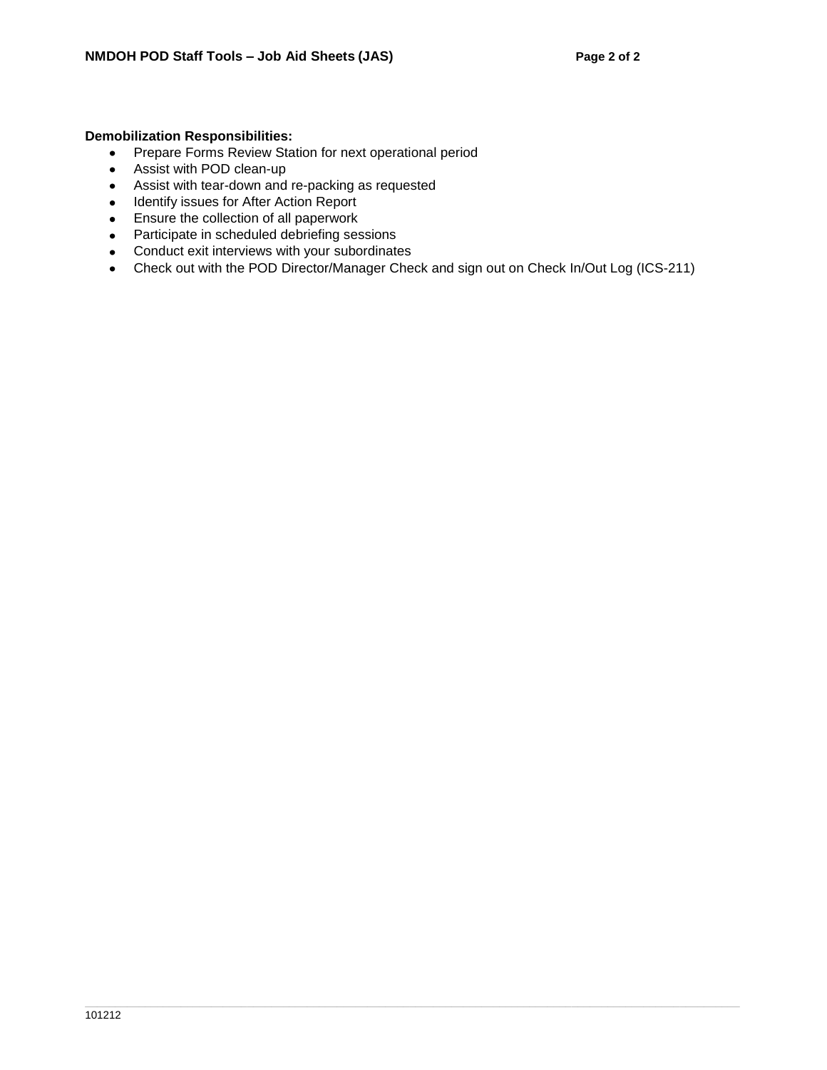**Demobilization Responsibilities:**

- Prepare Forms Review Station for next operational period
- Assist with POD clean-up
- Assist with tear-down and re-packing as requested
- Identify issues for After Action Report
- Ensure the collection of all paperwork
- Participate in scheduled debriefing sessions
- Conduct exit interviews with your subordinates
- Check out with the POD Director/Manager Check and sign out on Check In/Out Log (ICS-211)